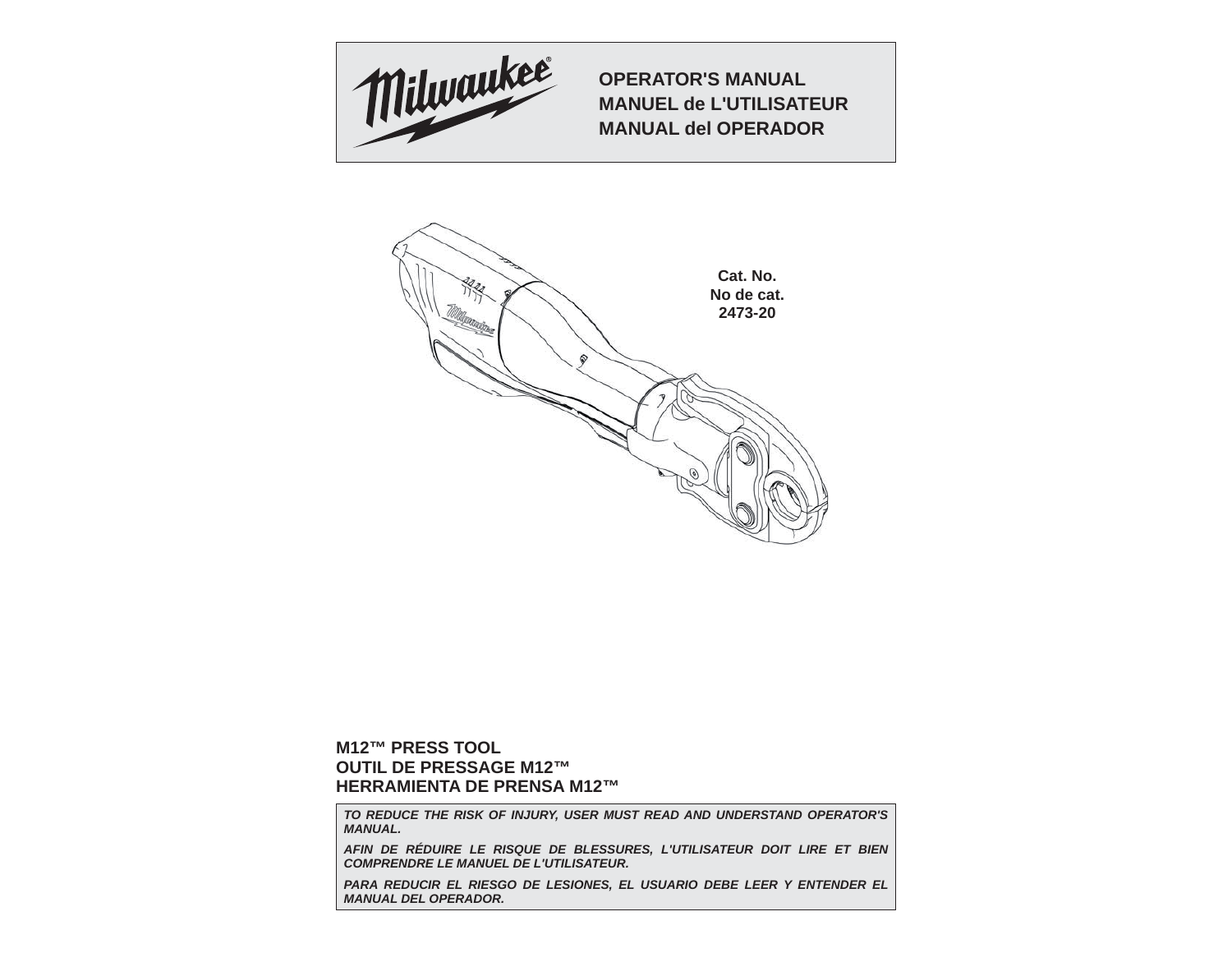Milwaukee®

**OPERATOR'S MANUAL**
**MANUEL de L'UTILISATEUR**
**MANUAL del OPERADOR**

**Cat. No.**
**No de cat.**
**2473-20**

# M12™ PRESS TOOL
# OUTIL DE PRESSAGE M12™
# HERRAMIENTA DE PRENSA M12™

***TO REDUCE THE RISK OF INJURY, USER MUST READ AND UNDERSTAND OPERATOR'S MANUAL.***

***AFIN DE RÉDUIRE LE RISQUE DE BLESSURES, L'UTILISATEUR DOIT LIRE ET BIEN COMPRENDRE LE MANUEL DE L'UTILISATEUR.***

***PARA REDUCIR EL RIESGO DE LESIONES, EL USUARIO DEBE LEER Y ENTENDER EL MANUAL DEL OPERADOR.***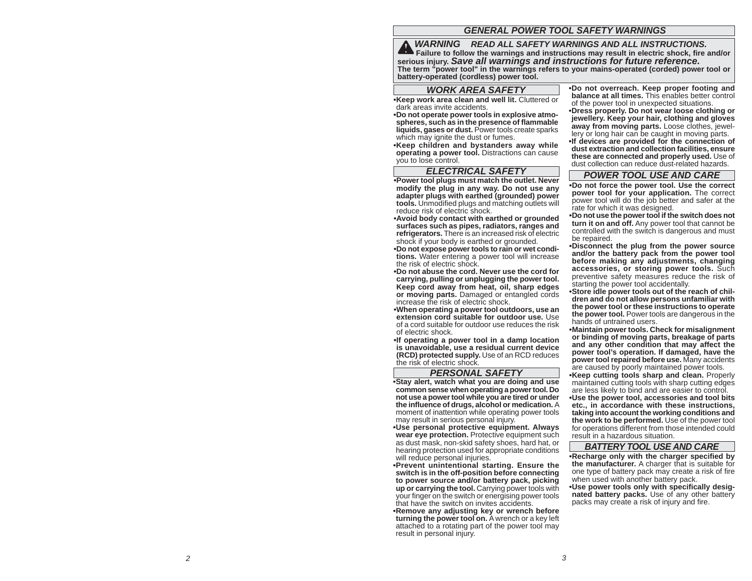## GENERAL POWER TOOL SAFETY WARNINGS

**⚠ WARNING READ ALL SAFETY WARNINGS AND ALL INSTRUCTIONS.** **Failure to follow the warnings and instructions may result in electric shock, fire and/or serious injury.** ***Save all warnings and instructions for future reference.*** **The term "power tool" in the warnings refers to your mains-operated (corded) power tool or battery-operated (cordless) power tool.**

### WORK AREA SAFETY

- **Keep work area clean and well lit.** Cluttered or dark areas invite accidents.
- **Do not operate power tools in explosive atmospheres, such as in the presence of flammable liquids, gases or dust.** Power tools create sparks which may ignite the dust or fumes.
- **Keep children and bystanders away while operating a power tool.** Distractions can cause you to lose control.

### ELECTRICAL SAFETY

- **Power tool plugs must match the outlet. Never modify the plug in any way. Do not use any adapter plugs with earthed (grounded) power tools.** Unmodified plugs and matching outlets will reduce risk of electric shock.
- **Avoid body contact with earthed or grounded surfaces such as pipes, radiators, ranges and refrigerators.** There is an increased risk of electric shock if your body is earthed or grounded.
- **Do not expose power tools to rain or wet conditions.** Water entering a power tool will increase the risk of electric shock.
- **Do not abuse the cord. Never use the cord for carrying, pulling or unplugging the power tool. Keep cord away from heat, oil, sharp edges or moving parts.** Damaged or entangled cords increase the risk of electric shock.
- **When operating a power tool outdoors, use an extension cord suitable for outdoor use.** Use of a cord suitable for outdoor use reduces the risk of electric shock.
- **If operating a power tool in a damp location is unavoidable, use a residual current device (RCD) protected supply.** Use of an RCD reduces the risk of electric shock.

### PERSONAL SAFETY

- **Stay alert, watch what you are doing and use common sense when operating a power tool. Do not use a power tool while you are tired or under the influence of drugs, alcohol or medication.** A moment of inattention while operating power tools may result in serious personal injury.
- **Use personal protective equipment. Always wear eye protection.** Protective equipment such as dust mask, non-skid safety shoes, hard hat, or hearing protection used for appropriate conditions will reduce personal injuries.
- **Prevent unintentional starting. Ensure the switch is in the off-position before connecting to power source and/or battery pack, picking up or carrying the tool.** Carrying power tools with your finger on the switch or energising power tools that have the switch on invites accidents.
- **Remove any adjusting key or wrench before turning the power tool on.** A wrench or a key left attached to a rotating part of the power tool may result in personal injury.
- **Do not overreach. Keep proper footing and balance at all times.** This enables better control of the power tool in unexpected situations.
- **Dress properly. Do not wear loose clothing or jewellery. Keep your hair, clothing and gloves away from moving parts.** Loose clothes, jewellery or long hair can be caught in moving parts.
- **If devices are provided for the connection of dust extraction and collection facilities, ensure these are connected and properly used.** Use of dust collection can reduce dust-related hazards.

### POWER TOOL USE AND CARE

- **Do not force the power tool. Use the correct power tool for your application.** The correct power tool will do the job better and safer at the rate for which it was designed.
- **Do not use the power tool if the switch does not turn it on and off.** Any power tool that cannot be controlled with the switch is dangerous and must be repaired.
- **Disconnect the plug from the power source and/or the battery pack from the power tool before making any adjustments, changing accessories, or storing power tools.** Such preventive safety measures reduce the risk of starting the power tool accidentally.
- **Store idle power tools out of the reach of children and do not allow persons unfamiliar with the power tool or these instructions to operate the power tool.** Power tools are dangerous in the hands of untrained users.
- **Maintain power tools. Check for misalignment or binding of moving parts, breakage of parts and any other condition that may affect the power tool's operation. If damaged, have the power tool repaired before use.** Many accidents are caused by poorly maintained power tools.
- **Keep cutting tools sharp and clean.** Properly maintained cutting tools with sharp cutting edges are less likely to bind and are easier to control.
- **Use the power tool, accessories and tool bits etc., in accordance with these instructions, taking into account the working conditions and the work to be performed.** Use of the power tool for operations different from those intended could result in a hazardous situation.

### BATTERY TOOL USE AND CARE

- **Recharge only with the charger specified by the manufacturer.** A charger that is suitable for one type of battery pack may create a risk of fire when used with another battery pack.
- **Use power tools only with specifically designated battery packs.** Use of any other battery packs may create a risk of injury and fire.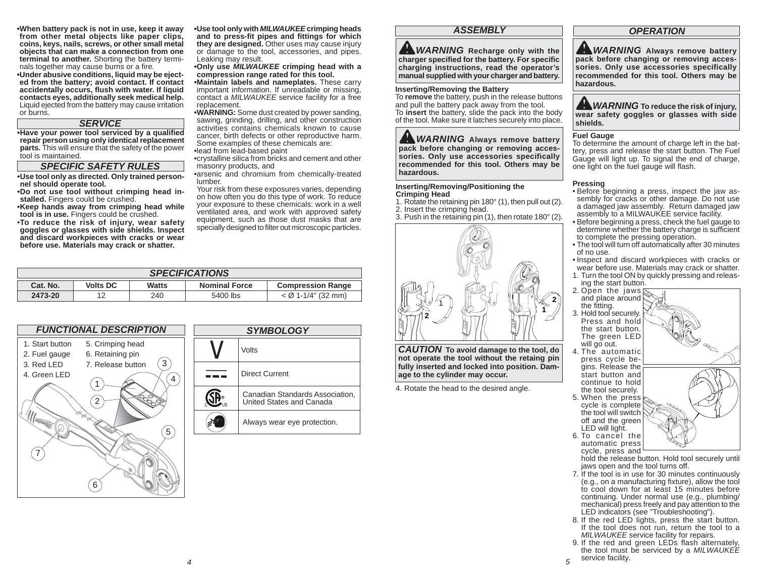**•When battery pack is not in use, keep it away from other metal objects like paper clips, coins, keys, nails, screws, or other small metal objects that can make a connection from one terminal to another.** Shorting the battery terminals together may cause burns or a fire.

**•Under abusive conditions, liquid may be ejected from the battery; avoid contact. If contact accidentally occurs, flush with water. If liquid contacts eyes, additionally seek medical help.** Liquid ejected from the battery may cause irritation or burns.

## SERVICE

**•Have your power tool serviced by a qualified repair person using only identical replacement parts.** This will ensure that the safety of the power tool is maintained.

## SPECIFIC SAFETY RULES

**•Use tool only as directed. Only trained personnel should operate tool.**

**•Do not use tool without crimping head installed.** Fingers could be crushed.

**•Keep hands away from crimping head while tool is in use.** Fingers could be crushed.

**•To reduce the risk of injury, wear safety goggles or glasses with side shields. Inspect and discard workpieces with cracks or wear before use. Materials may crack or shatter.**

**•Use tool only with *MILWAUKEE* crimping heads and to press-fit pipes and fittings for which they are designed.** Other uses may cause injury or damage to the tool, accessories, and pipes. Leaking may result.

**•Only use *MILWAUKEE* crimping head with a compression range rated for this tool.**

**•Maintain labels and nameplates.** These carry important information. If unreadable or missing, contact a *MILWAUKEE* service facility for a free replacement.

**•WARNING:** Some dust created by power sanding, sawing, grinding, drilling, and other construction activities contains chemicals known to cause cancer, birth defects or other reproductive harm. Some examples of these chemicals are:

•lead from lead-based paint

•crystalline silica from bricks and cement and other masonry products, and

•arsenic and chromium from chemically-treated lumber.

Your risk from these exposures varies, depending on how often you do this type of work. To reduce your exposure to these chemicals: work in a well ventilated area, and work with approved safety equipment, such as those dust masks that are specially designed to filter out microscopic particles.

## SPECIFICATIONS

| Cat. No. | Volts DC | Watts | Nominal Force | Compression Range |
|---|---|---|---|---|
| 2473-20 | 12 | 240 | 5400 lbs | < Ø 1-1/4" (32 mm) |

## FUNCTIONAL DESCRIPTION

1. Start button
2. Fuel gauge
3. Red LED
4. Green LED
5. Crimping head
6. Retaining pin
7. Release button

## SYMBOLOGY

| Symbol | Meaning |
|---|---|
| V | Volts |
| ⎓ | Direct Current |
| CSA C US | Canadian Standards Association, United States and Canada |
| (eye protection) | Always wear eye protection. |

## ASSEMBLY

**WARNING Recharge only with the charger specified for the battery. For specific charging instructions, read the operator's manual supplied with your charger and battery.**

**Inserting/Removing the Battery**

To **remove** the battery, push in the release buttons and pull the battery pack away from the tool.

To **insert** the battery, slide the pack into the body of the tool. Make sure it latches securely into place.

**WARNING Always remove battery pack before changing or removing accessories. Only use accessories specifically recommended for this tool. Others may be hazardous.**

**Inserting/Removing/Positioning the Crimping Head**

1. Rotate the retaining pin 180° (1), then pull out (2).
2. Insert the crimping head.
3. Push in the retaining pin (1), then rotate 180° (2).

**CAUTION To avoid damage to the tool, do not operate the tool without the retaing pin fully inserted and locked into position. Damage to the cylinder may occur.**

4. Rotate the head to the desired angle.

## OPERATION

**WARNING Always remove battery pack before changing or removing accessories. Only use accessories specifically recommended for this tool. Others may be hazardous.**

**WARNING To reduce the risk of injury, wear safety goggles or glasses with side shields.**

**Fuel Gauge**

To determine the amount of charge left in the battery, press and release the start button. The Fuel Gauge will light up. To signal the end of charge, one light on the fuel gauge will flash.

**Pressing**

- Before beginning a press, inspect the jaw assembly for cracks or other damage. Do not use a damaged jaw assembly. Return damaged jaw assembly to a MILWAUKEE service facility.
- Before beginning a press, check the fuel gauge to determine whether the battery charge is sufficient to complete the pressing operation.
- The tool will turn off automatically after 30 minutes of no use.
- Inspect and discard workpieces with cracks or wear before use. Materials may crack or shatter.

1. Turn the tool ON by quickly pressing and releasing the start button.
2. Open the jaws and place around the fitting.
3. Hold tool securely. Press and hold the start button. The green LED will go out.
4. The automatic press cycle begins. Release the start button and continue to hold the tool securely.
5. When the press cycle is complete the tool will switch off and the green LED will light.
6. To cancel the automatic press cycle, press and hold the release button. Hold tool securely until jaws open and the tool turns off.
7. If the tool is in use for 30 minutes continuously (e.g., on a manufacturing fixture), allow the tool to cool down for at least 15 minutes before continuing. Under normal use (e.g., plumbing/mechanical) press freely and pay attention to the LED indicators (see "Troubleshooting").
8. If the red LED lights, press the start button. If the tool does not run, return the tool to a *MILWAUKEE* service facility for repairs.
9. If the red and green LEDs flash alternately, the tool must be serviced by a *MILWAUKEE* service facility.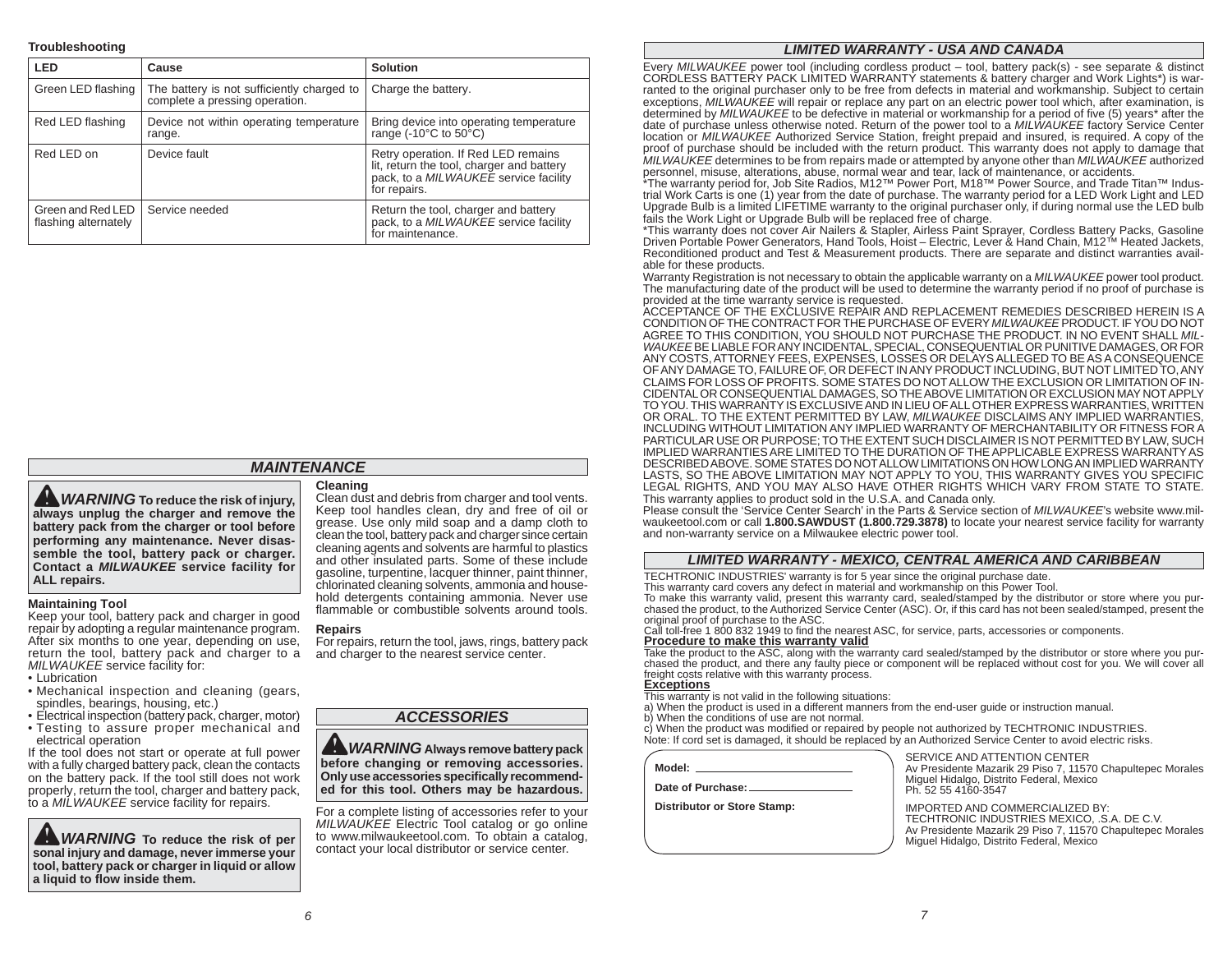**Troubleshooting**

| LED | Cause | Solution |
|---|---|---|
| Green LED flashing | The battery is not sufficiently charged to complete a pressing operation. | Charge the battery. |
| Red LED flashing | Device not within operating temperature range. | Bring device into operating temperature range (-10°C to 50°C) |
| Red LED on | Device fault | Retry operation. If Red LED remains lit, return the tool, charger and battery pack, to a *MILWAUKEE* service facility for repairs. |
| Green and Red LED flashing alternately | Service needed | Return the tool, charger and battery pack, to a *MILWAUKEE* service facility for maintenance. |

## *MAINTENANCE*

***WARNING*** **To reduce the risk of injury, always unplug the charger and remove the battery pack from the charger or tool before performing any maintenance. Never disassemble the tool, battery pack or charger. Contact a *MILWAUKEE* service facility for ALL repairs.**

**Maintaining Tool**

Keep your tool, battery pack and charger in good repair by adopting a regular maintenance program. After six months to one year, depending on use, return the tool, battery pack and charger to a *MILWAUKEE* service facility for:

- Lubrication
- Mechanical inspection and cleaning (gears, spindles, bearings, housing, etc.)
- Electrical inspection (battery pack, charger, motor)
- Testing to assure proper mechanical and electrical operation

If the tool does not start or operate at full power with a fully charged battery pack, clean the contacts on the battery pack. If the tool still does not work properly, return the tool, charger and battery pack, to a *MILWAUKEE* service facility for repairs.

***WARNING*** **To reduce the risk of personal injury and damage, never immerse your tool, battery pack or charger in liquid or allow a liquid to flow inside them.**

**Cleaning**

Clean dust and debris from charger and tool vents. Keep tool handles clean, dry and free of oil or grease. Use only mild soap and a damp cloth to clean the tool, battery pack and charger since certain cleaning agents and solvents are harmful to plastics and other insulated parts. Some of these include gasoline, turpentine, lacquer thinner, paint thinner, chlorinated cleaning solvents, ammonia and household detergents containing ammonia. Never use flammable or combustible solvents around tools.

**Repairs**

For repairs, return the tool, jaws, rings, battery pack and charger to the nearest service center.

## *ACCESSORIES*

***WARNING*** **Always remove battery pack before changing or removing accessories. Only use accessories specifically recommended for this tool. Others may be hazardous.**

For a complete listing of accessories refer to your *MILWAUKEE* Electric Tool catalog or go online to www.milwaukeetool.com. To obtain a catalog, contact your local distributor or service center.

## *LIMITED WARRANTY - USA AND CANADA*

Every *MILWAUKEE* power tool (including cordless product – tool, battery pack(s) - see separate & distinct CORDLESS BATTERY PACK LIMITED WARRANTY statements & battery charger and Work Lights*) is warranted to the original purchaser only to be free from defects in material and workmanship. Subject to certain exceptions, *MILWAUKEE* will repair or replace any part on an electric power tool which, after examination, is determined by *MILWAUKEE* to be defective in material or workmanship for a period of five (5) years* after the date of purchase unless otherwise noted. Return of the power tool to a *MILWAUKEE* factory Service Center location or *MILWAUKEE* Authorized Service Station, freight prepaid and insured, is required. A copy of the proof of purchase should be included with the return product. This warranty does not apply to damage that *MILWAUKEE* determines to be from repairs made or attempted by anyone other than *MILWAUKEE* authorized personnel, misuse, alterations, abuse, normal wear and tear, lack of maintenance, or accidents.

*The warranty period for, Job Site Radios, M12™ Power Port, M18™ Power Source, and Trade Titan™ Industrial Work Carts is one (1) year from the date of purchase. The warranty period for a LED Work Light and LED Upgrade Bulb is a limited LIFETIME warranty to the original purchaser only, if during normal use the LED bulb fails the Work Light or Upgrade Bulb will be replaced free of charge.

*This warranty does not cover Air Nailers & Stapler, Airless Paint Sprayer, Cordless Battery Packs, Gasoline Driven Portable Power Generators, Hand Tools, Hoist – Electric, Lever & Hand Chain, M12™ Heated Jackets, Reconditioned product and Test & Measurement products. There are separate and distinct warranties available for these products.

Warranty Registration is not necessary to obtain the applicable warranty on a *MILWAUKEE* power tool product. The manufacturing date of the product will be used to determine the warranty period if no proof of purchase is provided at the time warranty service is requested.

ACCEPTANCE OF THE EXCLUSIVE REPAIR AND REPLACEMENT REMEDIES DESCRIBED HEREIN IS A CONDITION OF THE CONTRACT FOR THE PURCHASE OF EVERY *MILWAUKEE* PRODUCT. IF YOU DO NOT AGREE TO THIS CONDITION, YOU SHOULD NOT PURCHASE THE PRODUCT. IN NO EVENT SHALL *MILWAUKEE* BE LIABLE FOR ANY INCIDENTAL, SPECIAL, CONSEQUENTIAL OR PUNITIVE DAMAGES, OR FOR ANY COSTS, ATTORNEY FEES, EXPENSES, LOSSES OR DELAYS ALLEGED TO BE AS A CONSEQUENCE OF ANY DAMAGE TO, FAILURE OF, OR DEFECT IN ANY PRODUCT INCLUDING, BUT NOT LIMITED TO, ANY CLAIMS FOR LOSS OF PROFITS. SOME STATES DO NOT ALLOW THE EXCLUSION OR LIMITATION OF INCIDENTAL OR CONSEQUENTIAL DAMAGES, SO THE ABOVE LIMITATION OR EXCLUSION MAY NOT APPLY TO YOU. THIS WARRANTY IS EXCLUSIVE AND IN LIEU OF ALL OTHER EXPRESS WARRANTIES, WRITTEN OR ORAL. TO THE EXTENT PERMITTED BY LAW, *MILWAUKEE* DISCLAIMS ANY IMPLIED WARRANTIES, INCLUDING WITHOUT LIMITATION ANY IMPLIED WARRANTY OF MERCHANTABILITY OR FITNESS FOR A PARTICULAR USE OR PURPOSE; TO THE EXTENT SUCH DISCLAIMER IS NOT PERMITTED BY LAW, SUCH IMPLIED WARRANTIES ARE LIMITED TO THE DURATION OF THE APPLICABLE EXPRESS WARRANTY AS DESCRIBED ABOVE. SOME STATES DO NOT ALLOW LIMITATIONS ON HOW LONG AN IMPLIED WARRANTY LASTS, SO THE ABOVE LIMITATION MAY NOT APPLY TO YOU. THIS WARRANTY GIVES YOU SPECIFIC LEGAL RIGHTS, AND YOU MAY ALSO HAVE OTHER RIGHTS WHICH VARY FROM STATE TO STATE.

This warranty applies to product sold in the U.S.A. and Canada only.

Please consult the 'Service Center Search' in the Parts & Service section of *MILWAUKEE*'s website www.milwaukeetool.com or call **1.800.SAWDUST (1.800.729.3878)** to locate your nearest service facility for warranty and non-warranty service on a Milwaukee electric power tool.

## *LIMITED WARRANTY - MEXICO, CENTRAL AMERICA AND CARIBBEAN*

TECHTRONIC INDUSTRIES' warranty is for 5 year since the original purchase date.

This warranty card covers any defect in material and workmanship on this Power Tool.

To make this warranty valid, present this warranty card, sealed/stamped by the distributor or store where you purchased the product, to the Authorized Service Center (ASC). Or, if this card has not been sealed/stamped, present the original proof of purchase to the ASC.

Call toll-free 1 800 832 1949 to find the nearest ASC, for service, parts, accessories or components.

**Procedure to make this warranty valid**

Take the product to the ASC, along with the warranty card sealed/stamped by the distributor or store where you purchased the product, and there any faulty piece or component will be replaced without cost for you. We will cover all freight costs relative with this warranty process.

**Exceptions**

This warranty is not valid in the following situations:

a) When the product is used in a different manners from the end-user guide or instruction manual.

b) When the conditions of use are not normal.

c) When the product was modified or repaired by people not authorized by TECHTRONIC INDUSTRIES.

Note: If cord set is damaged, it should be replaced by an Authorized Service Center to avoid electric risks.

**Model:** ____________________

**Date of Purchase:** ____________________

**Distributor or Store Stamp:**

SERVICE AND ATTENTION CENTER
Av Presidente Mazarik 29 Piso 7, 11570 Chapultepec Morales
Miguel Hidalgo, Distrito Federal, Mexico
Ph. 52 55 4160-3547

IMPORTED AND COMMERCIALIZED BY:
TECHTRONIC INDUSTRIES MEXICO, .S.A. DE C.V.
Av Presidente Mazarik 29 Piso 7, 11570 Chapultepec Morales
Miguel Hidalgo, Distrito Federal, Mexico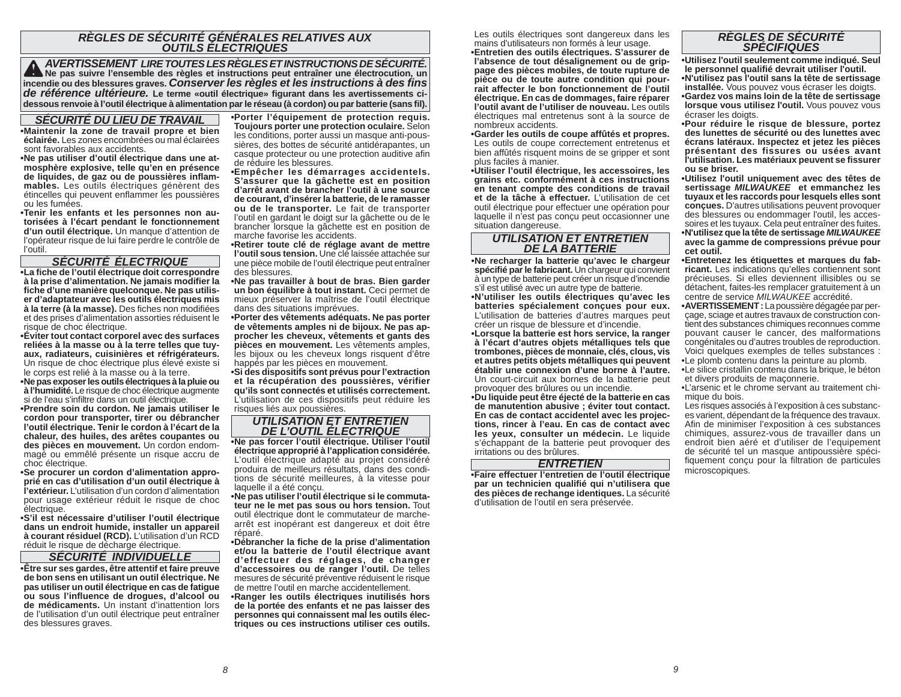## RÈGLES DE SÉCURITÉ GÉNÉRALES RELATIVES AUX OUTILS ÉLECTRIQUES

**AVERTISSEMENT LIRE TOUTES LES RÈGLES ET INSTRUCTIONS DE SÉCURITÉ. Ne pas suivre l'ensemble des règles et instructions peut entraîner une électrocution, un incendie ou des blessures graves.** ***Conserver les règles et les instructions à des fins de référence ultérieure.*** **Le terme «outil électrique» figurant dans les avertissements ci-dessous renvoie à l'outil électrique à alimentation par le réseau (à cordon) ou par batterie (sans fil).**

### SÉCURITÉ DU LIEU DE TRAVAIL

- **Maintenir la zone de travail propre et bien éclairée.** Les zones encombrées ou mal éclairées sont favorables aux accidents.
- **Ne pas utiliser d'outil électrique dans une atmosphère explosive, telle qu'en en présence de liquides, de gaz ou de poussières inflammables.** Les outils électriques génèrent des étincelles qui peuvent enflammer les poussières ou les fumées.
- **Tenir les enfants et les personnes non autorisées à l'écart pendant le fonctionnement d'un outil électrique.** Un manque d'attention de l'opérateur risque de lui faire perdre le contrôle de l'outil.

### SÉCURITÉ ÉLECTRIQUE

- **La fiche de l'outil électrique doit correspondre à la prise d'alimentation. Ne jamais modifier la fiche d'une manière quelconque. Ne pas utiliser d'adaptateur avec les outils électriques mis à la terre (à la masse).** Des fiches non modifiées et des prises d'alimentation assorties réduisent le risque de choc électrique.
- **Éviter tout contact corporel avec des surfaces reliées à la masse ou à la terre telles que tuyaux, radiateurs, cuisinières et réfrigérateurs.** Un risque de choc électrique plus élevé existe si le corps est relié à la masse ou à la terre.
- **Ne pas exposer les outils électriques à la pluie ou à l'humidité.** Le risque de choc électrique augmente si de l'eau s'infiltre dans un outil électrique.
- **Prendre soin du cordon. Ne jamais utiliser le cordon pour transporter, tirer ou débrancher l'outil électrique. Tenir le cordon à l'écart de la chaleur, des huiles, des arêtes coupantes ou des pièces en mouvement.** Un cordon endommagé ou emmêlé présente un risque accru de choc électrique.
- **Se procurer un cordon d'alimentation approprié en cas d'utilisation d'un outil électrique à l'extérieur.** L'utilisation d'un cordon d'alimentation pour usage extérieur réduit le risque de choc électrique.
- **S'il est nécessaire d'utiliser l'outil électrique dans un endroit humide, installer un appareil à courant résiduel (RCD).** L'utilisation d'un RCD réduit le risque de décharge électrique.

### SÉCURITÉ INDIVIDUELLE

- **Être sur ses gardes, être attentif et faire preuve de bon sens en utilisant un outil électrique. Ne pas utiliser un outil électrique en cas de fatigue ou sous l'influence de drogues, d'alcool ou de médicaments.** Un instant d'inattention lors de l'utilisation d'un outil électrique peut entraîner des blessures graves.
- **Porter l'équipement de protection requis. Toujours porter une protection oculaire.** Selon les conditions, porter aussi un masque anti-poussières, des bottes de sécurité antidérapantes, un casque protecteur ou une protection auditive afin de réduire les blessures.
- **Empêcher les démarrages accidentels. S'assurer que la gâchette est en position d'arrêt avant de brancher l'outil à une source de courant, d'insérer la batterie, de le ramasser ou de le transporter.** Le fait de transporter l'outil en gardant le doigt sur la gâchette ou de le brancher lorsque la gâchette est en position de marche favorise les accidents.
- **Retirer toute clé de réglage avant de mettre l'outil sous tension.** Une clé laissée attachée sur une pièce mobile de l'outil électrique peut entraîner des blessures.
- **Ne pas travailler à bout de bras. Bien garder un bon équilibre à tout instant.** Ceci permet de mieux préserver la maîtrise de l'outil électrique dans des situations imprévues.
- **Porter des vêtements adéquats. Ne pas porter de vêtements amples ni de bijoux. Ne pas approcher les cheveux, vêtements et gants des pièces en mouvement.** Les vêtements amples, les bijoux ou les cheveux longs risquent d'être happés par les pièces en mouvement.
- **Si des dispositifs sont prévus pour l'extraction et la récupération des poussières, vérifier qu'ils sont connectés et utilisés correctement.** L'utilisation de ces dispositifs peut réduire les risques liés aux poussières.

### UTILISATION ET ENTRETIEN DE L'OUTIL ÉLECTRIQUE

- **Ne pas forcer l'outil électrique. Utiliser l'outil électrique approprié à l'application considérée.** L'outil électrique adapté au projet considéré produira de meilleurs résultats, dans des conditions de sécurité meilleures, à la vitesse pour laquelle il a été conçu.
- **Ne pas utiliser l'outil électrique si le commutateur ne le met pas sous ou hors tension.** Tout outil électrique dont le commutateur de marche-arrêt est inopérant est dangereux et doit être réparé.
- **Débrancher la fiche de la prise d'alimentation et/ou la batterie de l'outil électrique avant d'effectuer des réglages, de changer d'accessoires ou de ranger l'outil.** De telles mesures de sécurité préventive réduisent le risque de mettre l'outil en marche accidentellement.
- **Ranger les outils électriques inutilisés hors de la portée des enfants et ne pas laisser des personnes qui connaissent mal les outils électriques ou ces instructions utiliser ces outils.** Les outils électriques sont dangereux dans les mains d'utilisateurs non formés à leur usage.
- **Entretien des outils électriques. S'assurer de l'absence de tout désalignement ou de grippage des pièces mobiles, de toute rupture de pièce ou de toute autre condition qui pourrait affecter le bon fonctionnement de l'outil électrique. En cas de dommages, faire réparer l'outil avant de l'utiliser de nouveau.** Les outils électriques mal entretenus sont à la source de nombreux accidents.
- **Garder les outils de coupe affûtés et propres.** Les outils de coupe correctement entretenus et bien affûtés risquent moins de se gripper et sont plus faciles à manier.
- **Utiliser l'outil électrique, les accessoires, les grains etc. conformément à ces instructions en tenant compte des conditions de travail et de la tâche à effectuer.** L'utilisation de cet outil électrique pour effectuer une opération pour laquelle il n'est pas conçu peut occasionner une situation dangereuse.

### UTILISATION ET ENTRETIEN DE LA BATTERIE

- **Ne recharger la batterie qu'avec le chargeur spécifié par le fabricant.** Un chargeur qui convient à un type de batterie peut créer un risque d'incendie s'il est utilisé avec un autre type de batterie.
- **N'utiliser les outils électriques qu'avec les batteries spécialement conçues pour eux.** L'utilisation de batteries d'autres marques peut créer un risque de blessure et d'incendie.
- **Lorsque la batterie est hors service, la ranger à l'écart d'autres objets métalliques tels que trombones, pièces de monnaie, clés, clous, vis et autres petits objets métalliques qui peuvent établir une connexion d'une borne à l'autre.** Un court-circuit aux bornes de la batterie peut provoquer des brûlures ou un incendie.
- **Du liquide peut être éjecté de la batterie en cas de manutention abusive ; éviter tout contact. En cas de contact accidentel avec les projections, rincer à l'eau. En cas de contact avec les yeux, consulter un médecin.** Le liquide s'échappant de la batterie peut provoquer des irritations ou des brûlures.

### ENTRETIEN

- **Faire effectuer l'entretien de l'outil électrique par un technicien qualifié qui n'utilisera que des pièces de rechange identiques.** La sécurité d'utilisation de l'outil en sera préservée.

## RÈGLES DE SÉCURITÉ SPÉCIFIQUES

- **Utilisez l'outil seulement comme indiqué. Seul le personnel qualifié devrait utiliser l'outil.**
- **N'utilisez pas l'outil sans la tête de sertissage installée.** Vous pouvez vous écraser les doigts.
- **Gardez vos mains loin de la tête de sertissage lorsque vous utilisez l'outil.** Vous pouvez vous écraser les doigts.
- **Pour réduire le risque de blessure, portez des lunettes de sécurité ou des lunettes avec écrans latéraux. Inspectez et jetez les pièces présentant des fissures ou usées avant l'utilisation. Les matériaux peuvent se fissurer ou se briser.**
- **Utilisez l'outil uniquement avec des têtes de sertissage *MILWAUKEE* et emmanchez les tuyaux et les raccords pour lesquels elles sont conçues.** D'autres utilisations peuvent provoquer des blessures ou endommager l'outil, les accessoires et les tuyaux. Cela peut entraîner des fuites.
- **N'utilisez que la tête de sertissage *MILWAUKEE* avec la gamme de compressions prévue pour cet outil.**
- **Entretenez les étiquettes et marques du fabricant.** Les indications qu'elles contiennent sont précieuses. Si elles deviennent illisibles ou se détachent, faites-les remplacer gratuitement à un centre de service *MILWAUKEE* accrédité.
- **AVERTISSEMENT :** La poussière dégagée par perçage, sciage et autres travaux de construction contient des substances chimiques reconnues comme pouvant causer le cancer, des malformations congénitales ou d'autres troubles de reproduction. Voici quelques exemples de telles substances :
- Le plomb contenu dans la peinture au plomb.
- Le silice cristallin contenu dans la brique, le béton et divers produits de maçonnerie.
- L'arsenic et le chrome servant au traitement chimique du bois.

  Les risques associés à l'exposition à ces substances varient, dépendant de la fréquence des travaux. Afin de minimiser l'exposition à ces substances chimiques, assurez-vous de travailler dans un endroit bien aéré et d'utiliser de l'equipement de sécurité tel un masque antipoussière spécifiquement conçu pour la filtration de particules microscopiques.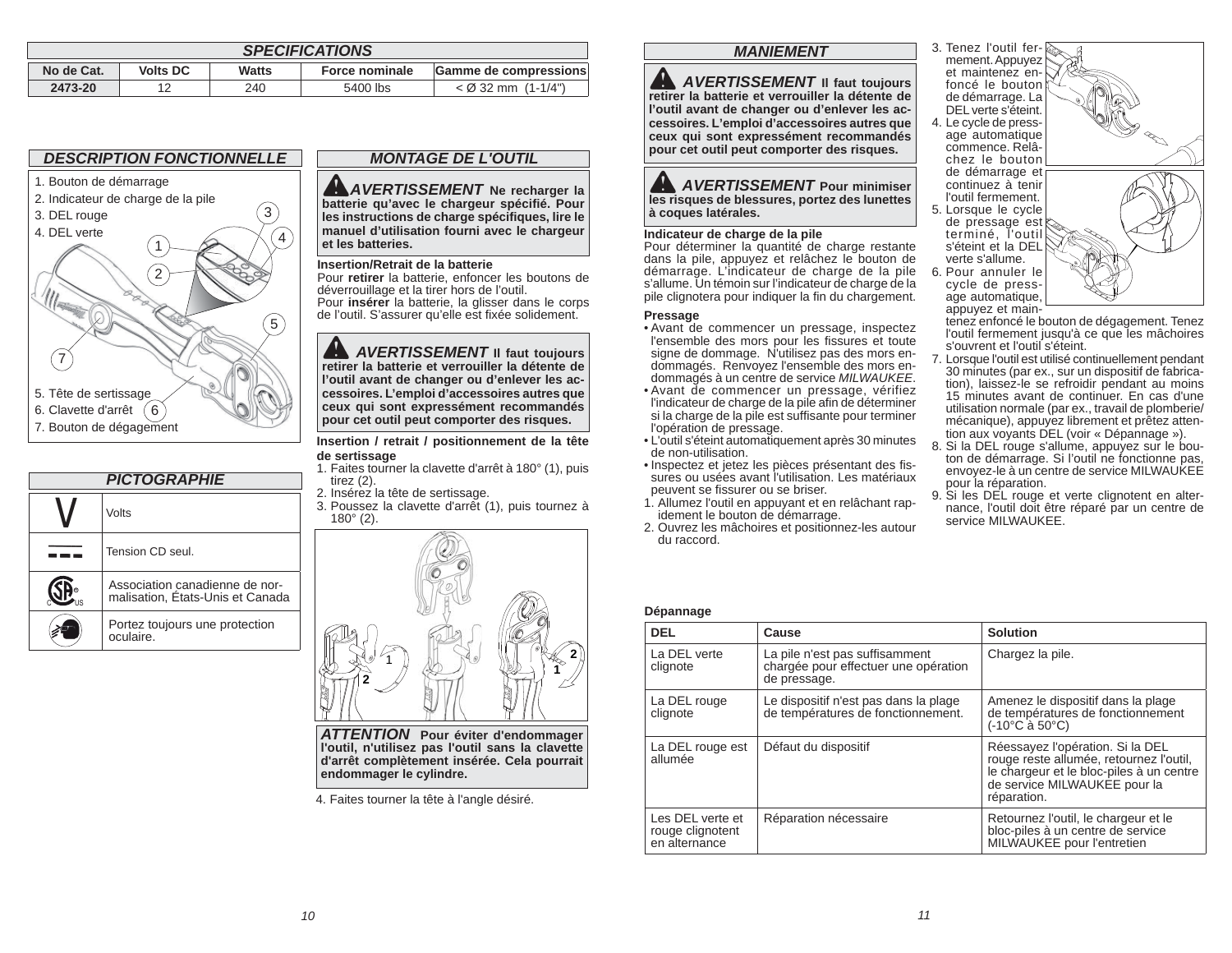## SPECIFICATIONS

| No de Cat. | Volts DC | Watts | Force nominale | Gamme de compressions |
|---|---|---|---|---|
| 2473-20 | 12 | 240 | 5400 lbs | < Ø 32 mm (1-1/4") |

## DESCRIPTION FONCTIONNELLE

1. Bouton de démarrage
2. Indicateur de charge de la pile
3. DEL rouge
4. DEL verte
5. Tête de sertissage
6. Clavette d'arrêt
7. Bouton de dégagement

## PICTOGRAPHIE

| Symbole | Signification |
|---|---|
| V | Volts |
| ⎓ | Tension CD seul. |
| CSA C US | Association canadienne de normalisation, États-Unis et Canada |
| | Portez toujours une protection oculaire. |

## MONTAGE DE L'OUTIL

**AVERTISSEMENT Ne recharger la batterie qu'avec le chargeur spécifié. Pour les instructions de charge spécifiques, lire le manuel d'utilisation fourni avec le chargeur et les batteries.**

**Insertion/Retrait de la batterie**

Pour **retirer** la batterie, enfoncer les boutons de déverrouillage et la tirer hors de l'outil.

Pour **insérer** la batterie, la glisser dans le corps de l'outil. S'assurer qu'elle est fixée solidement.

**AVERTISSEMENT Il faut toujours retirer la batterie et verrouiller la détente de l'outil avant de changer ou d'enlever les accessoires. L'emploi d'accessoires autres que ceux qui sont expressément recommandés pour cet outil peut comporter des risques.**

**Insertion / retrait / positionnement de la tête de sertissage**

1. Faites tourner la clavette d'arrêt à 180° (1), puis tirez (2).
2. Insérez la tête de sertissage.
3. Poussez la clavette d'arrêt (1), puis tournez à 180° (2).

**ATTENTION Pour éviter d'endommager l'outil, n'utilisez pas l'outil sans la clavette d'arrêt complètement insérée. Cela pourrait endommager le cylindre.**

4. Faites tourner la tête à l'angle désiré.

## MANIEMENT

**AVERTISSEMENT Il faut toujours retirer la batterie et verrouiller la détente de l'outil avant de changer ou d'enlever les accessoires. L'emploi d'accessoires autres que ceux qui sont expressément recommandés pour cet outil peut comporter des risques.**

**AVERTISSEMENT Pour minimiser les risques de blessures, portez des lunettes à coques latérales.**

**Indicateur de charge de la pile**

Pour déterminer la quantité de charge restante dans la pile, appuyez et relâchez le bouton de démarrage. L'indicateur de charge de la pile s'allume. Un témoin sur l'indicateur de charge de la pile clignotera pour indiquer la fin du chargement.

**Pressage**

- Avant de commencer un pressage, inspectez l'ensemble des mors pour les fissures et toute signe de dommage. N'utilisez pas des mors endommagés. Renvoyez l'ensemble des mors endommagés à un centre de service *MILWAUKEE*.
- Avant de commencer un pressage, vérifiez l'indicateur de charge de la pile afin de déterminer si la charge de la pile est suffisante pour terminer l'opération de pressage.
- L'outil s'éteint automatiquement après 30 minutes de non-utilisation.
- Inspectez et jetez les pièces présentant des fissures ou usées avant l'utilisation. Les matériaux peuvent se fissurer ou se briser.

1. Allumez l'outil en appuyant et en relâchant rapidement le bouton de démarrage.
2. Ouvrez les mâchoires et positionnez-les autour du raccord.
3. Tenez l'outil fermement. Appuyez et maintenez enfoncé le bouton de démarrage. La DEL verte s'éteint.
4. Le cycle de pressage automatique commence. Relâchez le bouton de démarrage et continuez à tenir l'outil fermement.
5. Lorsque le cycle de pressage est terminé, l'outil s'éteint et la DEL verte s'allume.
6. Pour annuler le cycle de pressage automatique, appuyez et maintenez enfoncé le bouton de dégagement. Tenez l'outil fermement jusqu'à ce que les mâchoires s'ouvrent et l'outil s'éteint.
7. Lorsque l'outil est utilisé continuellement pendant 30 minutes (par ex., sur un dispositif de fabrication), laissez-le se refroidir pendant au moins 15 minutes avant de continuer. En cas d'une utilisation normale (par ex., travail de plomberie/mécanique), appuyez librement et prêtez attention aux voyants DEL (voir « Dépannage »).
8. Si la DEL rouge s'allume, appuyez sur le bouton de démarrage. Si l'outil ne fonctionne pas, envoyez-le à un centre de service MILWAUKEE pour la réparation.
9. Si les DEL rouge et verte clignotent en alternance, l'outil doit être réparé par un centre de service MILWAUKEE.

**Dépannage**

| DEL | Cause | Solution |
|---|---|---|
| La DEL verte clignote | La pile n'est pas suffisamment chargée pour effectuer une opération de pressage. | Chargez la pile. |
| La DEL rouge clignote | Le dispositif n'est pas dans la plage de températures de fonctionnement. | Amenez le dispositif dans la plage de températures de fonctionnement (-10°C à 50°C) |
| La DEL rouge est allumée | Défaut du dispositif | Réessayez l'opération. Si la DEL rouge reste allumée, retournez l'outil, le chargeur et le bloc-piles à un centre de service MILWAUKEE pour la réparation. |
| Les DEL verte et rouge clignotent en alternance | Réparation nécessaire | Retournez l'outil, le chargeur et le bloc-piles à un centre de service MILWAUKEE pour l'entretien |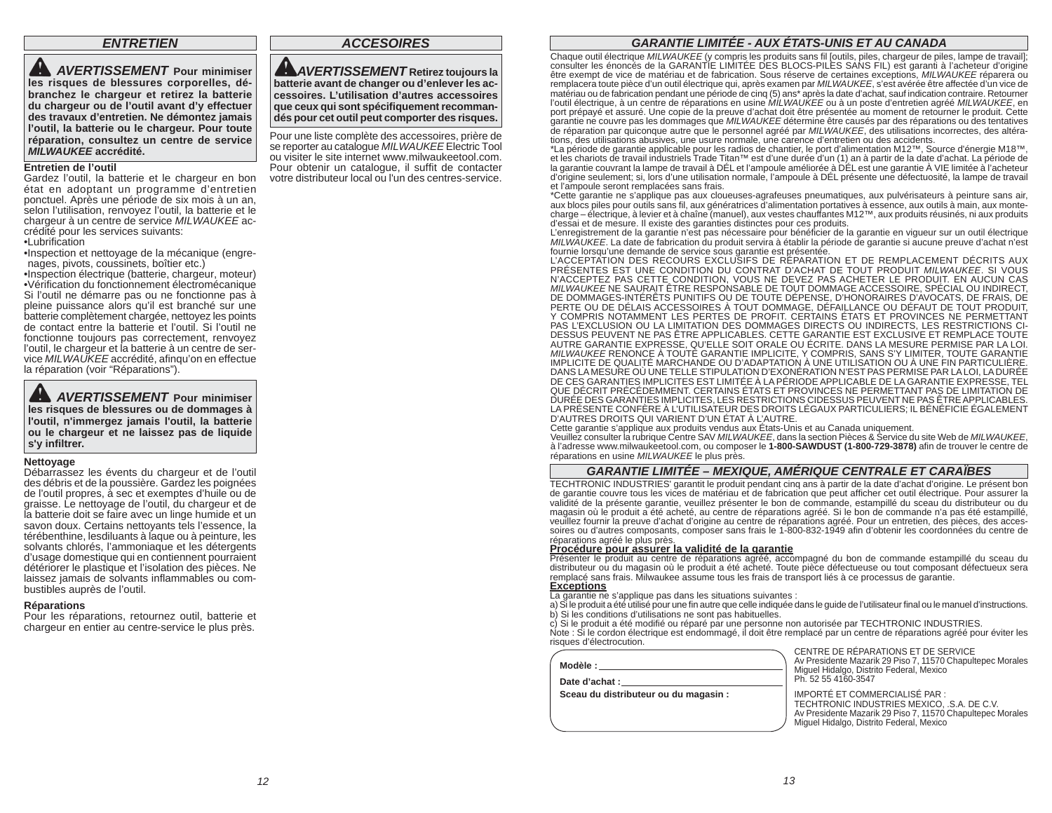## ENTRETIEN

**⚠ AVERTISSEMENT Pour minimiser les risques de blessures corporelles, débranchez le chargeur et retirez la batterie du chargeur ou de l'outil avant d'y effectuer des travaux d'entretien. Ne démontez jamais l'outil, la batterie ou le chargeur. Pour toute réparation, consultez un centre de service *MILWAUKEE* accrédité.**

### Entretien de l'outil

Gardez l'outil, la batterie et le chargeur en bon état en adoptant un programme d'entretien ponctuel. Après une période de six mois à un an, selon l'utilisation, renvoyez l'outil, la batterie et le chargeur à un centre de service *MILWAUKEE* accrédité pour les services suivants:

- Lubrification
- Inspection et nettoyage de la mécanique (engrenages, pivots, coussinets, boîtier etc.)
- Inspection électrique (batterie, chargeur, moteur)
- Vérification du fonctionnement électromécanique

Si l'outil ne démarre pas ou ne fonctionne pas à pleine puissance alors qu'il est branché sur une batterie complètement chargée, nettoyez les points de contact entre la batterie et l'outil. Si l'outil ne fonctionne toujours pas correctement, renvoyez l'outil, le chargeur et la batterie à un centre de service *MILWAUKEE* accrédité, afinqu'on en effectue la réparation (voir "Réparations").

**⚠ AVERTISSEMENT Pour minimiser les risques de blessures ou de dommages à l'outil, n'immergez jamais l'outil, la batterie ou le chargeur et ne laissez pas de liquide s'y infiltrer.**

### Nettoyage

Débarrassez les évents du chargeur et de l'outil des débris et de la poussière. Gardez les poignées de l'outil propres, à sec et exemptes d'huile ou de graisse. Le nettoyage de l'outil, du chargeur et de la batterie doit se faire avec un linge humide et un savon doux. Certains nettoyants tels l'essence, la térébenthine, lesdiluants à laque ou à peinture, les solvants chlorés, l'ammoniaque et les détergents d'usage domestique qui en contiennent pourraient détériorer le plastique et l'isolation des pièces. Ne laissez jamais de solvants inflammables ou combustibles auprès de l'outil.

### Réparations

Pour les réparations, retournez outil, batterie et chargeur en entier au centre-service le plus près.

## ACCESOIRES

**⚠ AVERTISSEMENT Retirez toujours la batterie avant de changer ou d'enlever les accessoires. L'utilisation d'autres accessoires que ceux qui sont spécifiquement recommandés pour cet outil peut comporter des risques.**

Pour une liste complète des accessoires, prière de se reporter au catalogue *MILWAUKEE* Electric Tool ou visiter le site internet www.milwaukeetool.com. Pour obtenir un catalogue, il suffit de contacter votre distributeur local ou l'un des centres-service.

## GARANTIE LIMITÉE - AUX ÉTATS-UNIS ET AU CANADA

Chaque outil électrique *MILWAUKEE* (y compris les produits sans fil [outils, piles, chargeur de piles, lampe de travail]; consulter les énoncés de la GARANTIE LIMITÉE DES BLOCS-PILES SANS FIL) est garanti à l'acheteur d'origine être exempt de vice de matériau et de fabrication. Sous réserve de certaines exceptions, *MILWAUKEE* réparera ou remplacera toute pièce d'un outil électrique qui, après examen par *MILWAUKEE*, s'est avérée être affectée d'un vice de matériau ou de fabrication pendant une période de cinq (5) ans* après la date d'achat, sauf indication contraire. Retourner l'outil électrique, à un centre de réparations en usine *MILWAUKEE* ou à un poste d'entretien agréé *MILWAUKEE*, en port prépayé et assuré. Une copie de la preuve d'achat doit être présentée au moment de retourner le produit. Cette garantie ne couvre pas les dommages que *MILWAUKEE* détermine être causés par des réparations ou des tentatives de réparation par quiconque autre que le personnel agréé par *MILWAUKEE*, des utilisations incorrectes, des altérations, des utilisations abusives, une usure normale, une carence d'entretien ou des accidents.

*La période de garantie applicable pour les radios de chantier, le port d'alimentation M12™, Source d'énergie M18™, et les chariots de travail industriels Trade Titan™ est d'une durée d'un (1) an à partir de la date d'achat. La période de la garantie couvrant la lampe de travail à DÉL et l'ampoule améliorée à DÉL est une garantie À VIE limitée à l'acheteur d'origine seulement; si, lors d'une utilisation normale, l'ampoule à DÉL présente une défectuosité, la lampe de travail et l'ampoule seront remplacées sans frais.

*Cette garantie ne s'applique pas aux cloueuses-agrafeuses pneumatiques, aux pulvérisateurs à peinture sans air, aux blocs piles pour outils sans fil, aux génératrices d'alimentation portatives à essence, aux outils à main, aux monte-charge – électrique, à levier et à chaîne (manuel), aux vestes chauffantes M12™, aux produits réusinés, ni aux produits d'essai et de mesure. Il existe des garanties distinctes pour ces produits.

L'enregistrement de la garantie n'est pas nécessaire pour bénéficier de la garantie en vigueur sur un outil électrique *MILWAUKEE*. La date de fabrication du produit servira à établir la période de garantie si aucune preuve d'achat n'est fournie lorsqu'une demande de service sous garantie est présentée.

L'ACCEPTATION DES RECOURS EXCLUSIFS DE RÉPARATION ET DE REMPLACEMENT DÉCRITS AUX PRÉSENTES EST UNE CONDITION DU CONTRAT D'ACHAT DE TOUT PRODUIT *MILWAUKEE*. SI VOUS N'ACCEPTEZ PAS CETTE CONDITION, VOUS NE DEVEZ PAS ACHETER LE PRODUIT. EN AUCUN CAS *MILWAUKEE* NE SAURAIT ÊTRE RESPONSABLE DE TOUT DOMMAGE ACCESSOIRE, SPÉCIAL OU INDIRECT, DE DOMMAGES-INTÉRÊTS PUNITIFS OU DE TOUTE DÉPENSE, D'HONORAIRES D'AVOCATS, DE FRAIS, DE PERTE OU DE DÉLAIS ACCESSOIRES À TOUT DOMMAGE, DÉFAILLANCE OU DÉFAUT DE TOUT PRODUIT, Y COMPRIS NOTAMMENT LES PERTES DE PROFIT. CERTAINS ÉTATS ET PROVINCES NE PERMETTANT PAS L'EXCLUSION OU LA LIMITATION DES DOMMAGES DIRECTS OU INDIRECTS, LES RESTRICTIONS CI-DESSUS PEUVENT NE PAS ÊTRE APPLICABLES. CETTE GARANTIE EST EXCLUSIVE ET REMPLACE TOUTE AUTRE GARANTIE EXPRESSE, QU'ELLE SOIT ORALE OU ÉCRITE. DANS LA MESURE PERMISE PAR LA LOI. *MILWAUKEE* RENONCE À TOUTE GARANTIE IMPLICITE, Y COMPRIS, SANS S'Y LIMITER, TOUTE GARANTIE IMPLICITE DE QUALITÉ MARCHANDE OU D'ADAPTATION À UNE UTILISATION OU À UNE FIN PARTICULIÈRE. DANS LA MESURE OÙ UNE TELLE STIPULATION D'EXONÉRATION N'EST PAS PERMISE PAR LA LOI, LA DURÉE DE CES GARANTIES IMPLICITES EST LIMITÉE À LA PÉRIODE APPLICABLE DE LA GARANTIE EXPRESSE, TEL QUE DÉCRIT PRÉCÉDEMMENT. CERTAINS ÉTATS ET PROVINCES NE PERMETTANT PAS DE LIMITATION DE DURÉE DES GARANTIES IMPLICITES, LES RESTRICTIONS CIDESSUS PEUVENT NE PAS ÊTRE APPLICABLES. LA PRÉSENTE CONFÈRE À L'UTILISATEUR DES DROITS LÉGAUX PARTICULIERS; IL BÉNÉFICIE ÉGALEMENT D'AUTRES DROITS QUI VARIENT D'UN ÉTAT À L'AUTRE.

Cette garantie s'applique aux produits vendus aux États-Unis et au Canada uniquement.

Veuillez consulter la rubrique Centre SAV *MILWAUKEE*, dans la section Pièces & Service du site Web de *MILWAUKEE*, à l'adresse www.milwaukeetool.com, ou composer le **1-800-SAWDUST (1-800-729-3878)** afin de trouver le centre de réparations en usine *MILWAUKEE* le plus près.

## GARANTIE LIMITÉE – MEXIQUE, AMÉRIQUE CENTRALE ET CARAÏBES

TECHTRONIC INDUSTRIES' garantit le produit pendant cinq ans à partir de la date d'achat d'origine. Le présent bon de garantie couvre tous les vices de matériau et de fabrication que peut afficher cet outil électrique. Pour assurer la validité de la présente garantie, veuillez présenter le bon de commande, estampillé du sceau du distributeur ou du magasin où le produit a été acheté, au centre de réparations agréé. Si le bon de commande n'a pas été estampillé, veuillez fournir la preuve d'achat d'origine au centre de réparations agréé. Pour un entretien, des pièces, des accessoires ou d'autres composants, composer sans frais le 1-800-832-1949 afin d'obtenir les coordonnées du centre de réparations agréé le plus près.

**Procédure pour assurer la validité de la garantie**

Présenter le produit au centre de réparations agréé, accompagné du bon de commande estampillé du sceau du distributeur ou du magasin où le produit a été acheté. Toute pièce défectueuse ou tout composant défectueux sera remplacé sans frais. Milwaukee assume tous les frais de transport liés à ce processus de garantie.

**Exceptions**

La garantie ne s'applique pas dans les situations suivantes :

a) Si le produit a été utilisé pour une fin autre que celle indiquée dans le guide de l'utilisateur final ou le manuel d'instructions.
b) Si les conditions d'utilisations ne sont pas habituelles.
c) Si le produit a été modifié ou réparé par une personne non autorisée par TECHTRONIC INDUSTRIES.

Note : Si le cordon électrique est endommagé, il doit être remplacé par un centre de réparations agréé pour éviter les risques d'électrocution.

**Modèle :** ____________________

**Date d'achat :** ____________________

**Sceau du distributeur ou du magasin :**

CENTRE DE RÉPARATIONS ET DE SERVICE
Av Presidente Mazarik 29 Piso 7, 11570 Chapultepec Morales
Miguel Hidalgo, Distrito Federal, Mexico
Ph. 52 55 4160-3547

IMPORTÉ ET COMMERCIALISÉ PAR :
TECHTRONIC INDUSTRIES MEXICO, .S.A. DE C.V.
Av Presidente Mazarik 29 Piso 7, 11570 Chapultepec Morales
Miguel Hidalgo, Distrito Federal, Mexico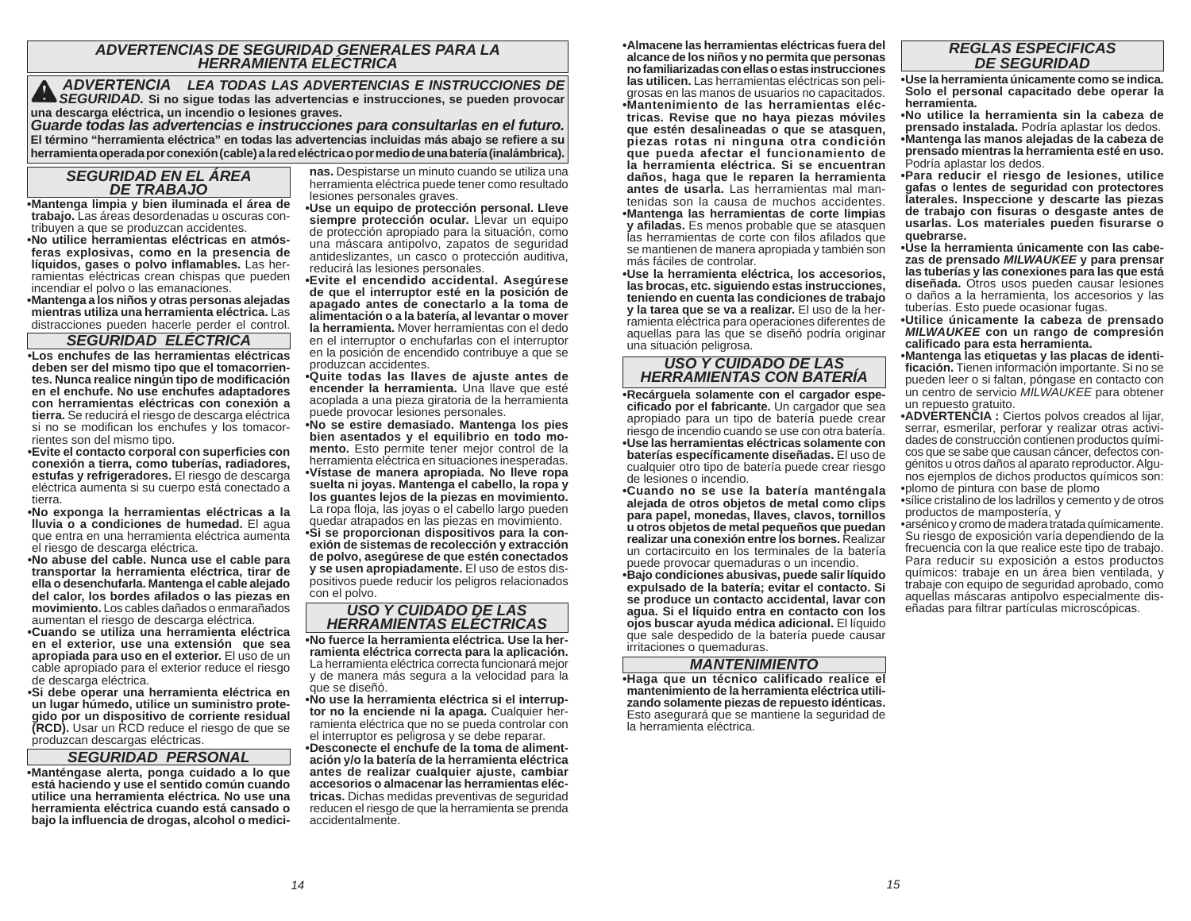## ADVERTENCIAS DE SEGURIDAD GENERALES PARA LA HERRAMIENTA ELÉCTRICA

**⚠ ADVERTENCIA** ***LEA TODAS LAS ADVERTENCIAS E INSTRUCCIONES DE SEGURIDAD.*** **Si no sigue todas las advertencias e instrucciones, se pueden provocar una descarga eléctrica, un incendio o lesiones graves.**

***Guarde todas las advertencias e instrucciones para consultarlas en el futuro.***

**El término "herramienta eléctrica" en todas las advertencias incluidas más abajo se refiere a su herramienta operada por conexión (cable) a la red eléctrica o por medio de una batería (inalámbrica).**

### SEGURIDAD EN EL ÁREA DE TRABAJO

- **Mantenga limpia y bien iluminada el área de trabajo.** Las áreas desordenadas u oscuras contribuyen a que se produzcan accidentes.
- **No utilice herramientas eléctricas en atmósferas explosivas, como en la presencia de líquidos, gases o polvo inflamables.** Las herramientas eléctricas crean chispas que pueden incendiar el polvo o las emanaciones.
- **Mantenga a los niños y otras personas alejadas mientras utiliza una herramienta eléctrica.** Las distracciones pueden hacerle perder el control.

### SEGURIDAD ELÉCTRICA

- **Los enchufes de las herramientas eléctricas deben ser del mismo tipo que el tomacorrientes. Nunca realice ningún tipo de modificación en el enchufe. No use enchufes adaptadores con herramientas eléctricas con conexión a tierra.** Se reducirá el riesgo de descarga eléctrica si no se modifican los enchufes y los tomacorrientes son del mismo tipo.
- **Evite el contacto corporal con superficies con conexión a tierra, como tuberías, radiadores, estufas y refrigeradores.** El riesgo de descarga eléctrica aumenta si su cuerpo está conectado a tierra.
- **No exponga la herramientas eléctricas a la lluvia o a condiciones de humedad.** El agua que entra en una herramienta eléctrica aumenta el riesgo de descarga eléctrica.
- **No abuse del cable. Nunca use el cable para transportar la herramienta eléctrica, tirar de ella o desenchufarla. Mantenga el cable alejado del calor, los bordes afilados o las piezas en movimiento.** Los cables dañados o enmarañados aumentan el riesgo de descarga eléctrica.
- **Cuando se utiliza una herramienta eléctrica en el exterior, use una extensión que sea apropiada para uso en el exterior.** El uso de un cable apropiado para el exterior reduce el riesgo de descarga eléctrica.
- **Si debe operar una herramienta eléctrica en un lugar húmedo, utilice un suministro protegido por un dispositivo de corriente residual (RCD).** Usar un RCD reduce el riesgo de que se produzcan descargas eléctricas.

### SEGURIDAD PERSONAL

- **Manténgase alerta, ponga cuidado a lo que está haciendo y use el sentido común cuando utilice una herramienta eléctrica. No use una herramienta eléctrica cuando está cansado o bajo la influencia de drogas, alcohol o medicinas.** Despistarse un minuto cuando se utiliza una herramienta eléctrica puede tener como resultado lesiones personales graves.
- **Use un equipo de protección personal. Lleve siempre protección ocular.** Llevar un equipo de protección apropiado para la situación, como una máscara antipolvo, zapatos de seguridad antideslizantes, un casco o protección auditiva, reducirá las lesiones personales.
- **Evite el encendido accidental. Asegúrese de que el interruptor esté en la posición de apagado antes de conectarlo a la toma de alimentación o a la batería, al levantar o mover la herramienta.** Mover herramientas con el dedo en el interruptor o enchufarlas con el interruptor en la posición de encendido contribuye a que se produzcan accidentes.
- **Quite todas las llaves de ajuste antes de encender la herramienta.** Una llave que esté acoplada a una pieza giratoria de la herramienta puede provocar lesiones personales.
- **No se estire demasiado. Mantenga los pies bien asentados y el equilibrio en todo momento.** Esto permite tener mejor control de la herramienta eléctrica en situaciones inesperadas.
- **Vístase de manera apropiada. No lleve ropa suelta ni joyas. Mantenga el cabello, la ropa y los guantes lejos de la piezas en movimiento.** La ropa floja, las joyas o el cabello largo pueden quedar atrapados en las piezas en movimiento.
- **Si se proporcionan dispositivos para la conexión de sistemas de recolección y extracción de polvo, asegúrese de que estén conectados y se usen apropiadamente.** El uso de estos dispositivos puede reducir los peligros relacionados con el polvo.

### USO Y CUIDADO DE LAS HERRAMIENTAS ELÉCTRICAS

- **No fuerce la herramienta eléctrica. Use la herramienta eléctrica correcta para la aplicación.** La herramienta eléctrica correcta funcionará mejor y de manera más segura a la velocidad para la que se diseñó.
- **No use la herramienta eléctrica si el interruptor no la enciende ni la apaga.** Cualquier herramienta eléctrica que no se pueda controlar con el interruptor es peligrosa y se debe reparar.
- **Desconecte el enchufe de la toma de alimentación y/o la batería de la herramienta eléctrica antes de realizar cualquier ajuste, cambiar accesorios o almacenar las herramientas eléctricas.** Dichas medidas preventivas de seguridad reducen el riesgo de que la herramienta se prenda accidentalmente.
- **Almacene las herramientas eléctricas fuera del alcance de los niños y no permita que personas no familiarizadas con ellas o estas instrucciones las utilicen.** Las herramientas eléctricas son peligrosas en las manos de usuarios no capacitados.
- **Mantenimiento de las herramientas eléctricas. Revise que no haya piezas móviles que estén desalineadas o que se atasquen, piezas rotas ni ninguna otra condición que pueda afectar el funcionamiento de la herramienta eléctrica. Si se encuentran daños, haga que le reparen la herramienta antes de usarla.** Las herramientas mal mantenidas son la causa de muchos accidentes.
- **Mantenga las herramientas de corte limpias y afiladas.** Es menos probable que se atasquen las herramientas de corte con filos afilados que se mantienen de manera apropiada y también son más fáciles de controlar.
- **Use la herramienta eléctrica, los accesorios, las brocas, etc. siguiendo estas instrucciones, teniendo en cuenta las condiciones de trabajo y la tarea que se va a realizar.** El uso de la herramienta eléctrica para operaciones diferentes de aquellas para las que se diseñó podría originar una situación peligrosa.

### USO Y CUIDADO DE LAS HERRAMIENTAS CON BATERÍA

- **Recárguela solamente con el cargador especificado por el fabricante.** Un cargador que sea apropiado para un tipo de batería puede crear riesgo de incendio cuando se use con otra batería.
- **Use las herramientas eléctricas solamente con baterías específicamente diseñadas.** El uso de cualquier otro tipo de batería puede crear riesgo de lesiones o incendio.
- **Cuando no se use la batería manténgala alejada de otros objetos de metal como clips para papel, monedas, llaves, clavos, tornillos u otros objetos de metal pequeños que puedan realizar una conexión entre los bornes.** Realizar un cortacircuito en los terminales de la batería puede provocar quemaduras o un incendio.
- **Bajo condiciones abusivas, puede salir líquido expulsado de la batería; evitar el contacto. Si se produce un contacto accidental, lavar con agua. Si el líquido entra en contacto con los ojos buscar ayuda médica adicional.** El líquido que sale despedido de la batería puede causar irritaciones o quemaduras.

### MANTENIMIENTO

- **Haga que un técnico calificado realice el mantenimiento de la herramienta eléctrica utilizando solamente piezas de repuesto idénticas.** Esto asegurará que se mantiene la seguridad de la herramienta eléctrica.

### REGLAS ESPECIFICAS DE SEGURIDAD

- **Use la herramienta únicamente como se indica. Solo el personal capacitado debe operar la herramienta.**
- **No utilice la herramienta sin la cabeza de prensado instalada.** Podría aplastar los dedos.
- **Mantenga las manos alejadas de la cabeza de prensado mientras la herramienta esté en uso.** Podría aplastar los dedos.
- **Para reducir el riesgo de lesiones, utilice gafas o lentes de seguridad con protectores laterales. Inspeccione y descarte las piezas de trabajo con fisuras o desgaste antes de usarlas. Los materiales pueden fisurarse o quebrarse.**
- **Use la herramienta únicamente con las cabezas de prensado *MILWAUKEE* y para prensar las tuberías y las conexiones para las que está diseñada.** Otros usos pueden causar lesiones o daños a la herramienta, los accesorios y las tuberías. Esto puede ocasionar fugas.
- **Utilice únicamente la cabeza de prensado *MILWAUKEE* con un rango de compresión calificado para esta herramienta.**
- **Mantenga las etiquetas y las placas de identificación.** Tienen información importante. Si no se pueden leer o si faltan, póngase en contacto con un centro de servicio *MILWAUKEE* para obtener un repuesto gratuito.
- **ADVERTENCIA :** Ciertos polvos creados al lijar, serrar, esmerilar, perforar y realizar otras actividades de construcción contienen productos químicos que se sabe que causan cáncer, defectos congénitos u otros daños al aparato reproductor. Algunos ejemplos de dichos productos químicos son:
- plomo de pintura con base de plomo
- sílice cristalino de los ladrillos y cemento y de otros productos de mampostería, y
- arsénico y cromo de madera tratada químicamente.

Su riesgo de exposición varía dependiendo de la frecuencia con la que realice este tipo de trabajo. Para reducir su exposición a estos productos químicos: trabaje en un área bien ventilada, y trabaje con equipo de seguridad aprobado, como aquellas máscaras antipolvo especialmente diseñadas para filtrar partículas microscópicas.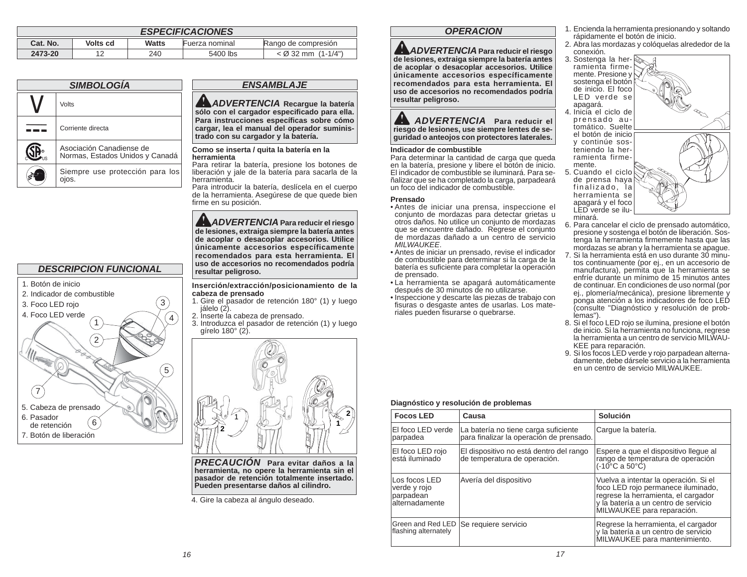## ESPECIFICACIONES

| Cat. No. | Volts cd | Watts | Fuerza nominal | Rango de compresión |
|---|---|---|---|---|
| 2473-20 | 12 | 240 | 5400 lbs | < Ø 32 mm (1-1/4") |

## SIMBOLOGÍA

| Símbolo | Descripción |
|---|---|
| V | Volts |
| ⎓ | Corriente directa |
| CSA | Asociación Canadiense de Normas, Estados Unidos y Canadá |
| | Siempre use protección para los ojos. |

## DESCRIPCION FUNCIONAL

1. Botón de inicio
2. Indicador de combustible
3. Foco LED rojo
4. Foco LED verde
5. Cabeza de prensado
6. Pasador de retención
7. Botón de liberación

## ENSAMBLAJE

**⚠ ADVERTENCIA Recargue la batería sólo con el cargador especificado para ella. Para instrucciones específicas sobre cómo cargar, lea el manual del operador suministrado con su cargador y la batería.**

**Como se inserta / quita la batería en la herramienta**

Para retirar la batería, presione los botones de liberación y jale de la batería para sacarla de la herramienta.

Para introducir la batería, deslícela en el cuerpo de la herramienta. Asegúrese de que quede bien firme en su posición.

**⚠ ADVERTENCIA Para reducir el riesgo de lesiones, extraiga siempre la batería antes de acoplar o desacoplar accesorios. Utilice únicamente accesorios específicamente recomendados para esta herramienta. El uso de accesorios no recomendados podría resultar peligroso.**

**Inserción/extracción/posicionamiento de la cabeza de prensado**

1. Gire el pasador de retención 180° (1) y luego jálelo (2).
2. Inserte la cabeza de prensado.
3. Introduzca el pasador de retención (1) y luego gírelo 180° (2).

**PRECAUCIÓN Para evitar daños a la herramienta, no opere la herramienta sin el pasador de retención totalmente insertado. Pueden presentarse daños al cilindro.**

4. Gire la cabeza al ángulo deseado.

## OPERACION

**⚠ ADVERTENCIA Para reducir el riesgo de lesiones, extraiga siempre la batería antes de acoplar o desacoplar accesorios. Utilice únicamente accesorios específicamente recomendados para esta herramienta. El uso de accesorios no recomendados podría resultar peligroso.**

**⚠ ADVERTENCIA Para reducir el riesgo de lesiones, use siempre lentes de seguridad o anteojos con protectores laterales.**

**Indicador de combustible**

Para determinar la cantidad de carga que queda en la batería, presione y libere el botón de inicio. El indicador de combustible se iluminará. Para señalizar que se ha completado la carga, parpadeará un foco del indicador de combustible.

**Prensado**

- Antes de iniciar una prensa, inspeccione el conjunto de mordazas para detectar grietas u otros daños. No utilice un conjunto de mordazas que se encuentre dañado. Regrese el conjunto de mordazas dañado a un centro de servicio *MILWAUKEE*.
- Antes de iniciar un prensado, revise el indicador de combustible para determinar si la carga de la batería es suficiente para completar la operación de prensado.
- La herramienta se apagará automáticamente después de 30 minutos de no utilizarse.
- Inspeccione y descarte las piezas de trabajo con fisuras o desgaste antes de usarlas. Los materiales pueden fisurarse o quebrarse.

1. Encienda la herramienta presionando y soltando rápidamente el botón de inicio.
2. Abra las mordazas y colóquelas alrededor de la conexión.
3. Sostenga la herramienta firmemente. Presione y sostenga el botón de inicio. El foco LED verde se apagará.
4. Inicia el ciclo de prensado automático. Suelte el botón de inicio y continúe sosteniendo la herramienta firmemente.
5. Cuando el ciclo de prensa haya finalizado, la herramienta se apagará y el foco LED verde se iluminará.
6. Para cancelar el ciclo de prensado automático, presione y sostenga el botón de liberación. Sostenga la herramienta firmemente hasta que las mordazas se abran y la herramienta se apague.
7. Si la herramienta está en uso durante 30 minutos continuamente (por ej., en un accesorio de manufactura), permita que la herramienta se enfríe durante un mínimo de 15 minutos antes de continuar. En condiciones de uso normal (por ej., plomería/mecánica), presione libremente y ponga atención a los indicadores de foco LED (consulte "Diagnóstico y resolución de problemas").
8. Si el foco LED rojo se ilumina, presione el botón de inicio. Si la herramienta no funciona, regrese la herramienta a un centro de servicio MILWAUKEE para reparación.
9. Si los focos LED verde y rojo parpadean alternadamente, debe dársele servicio a la herramienta en un centro de servicio MILWAUKEE.

**Diagnóstico y resolución de problemas**

| Focos LED | Causa | Solución |
|---|---|---|
| El foco LED verde parpadea | La batería no tiene carga suficiente para finalizar la operación de prensado. | Cargue la batería. |
| El foco LED rojo está iluminado | El dispositivo no está dentro del rango de temperatura de operación. | Espere a que el dispositivo llegue al rango de temperatura de operación (-10°C a 50°C) |
| Los focos LED verde y rojo parpadean alternadamente | Avería del dispositivo | Vuelva a intentar la operación. Si el foco LED rojo permanece iluminado, regrese la herramienta, el cargador y la batería a un centro de servicio MILWAUKEE para reparación. |
| Green and Red LED flashing alternately | Se requiere servicio | Regrese la herramienta, el cargador y la batería a un centro de servicio MILWAUKEE para mantenimiento. |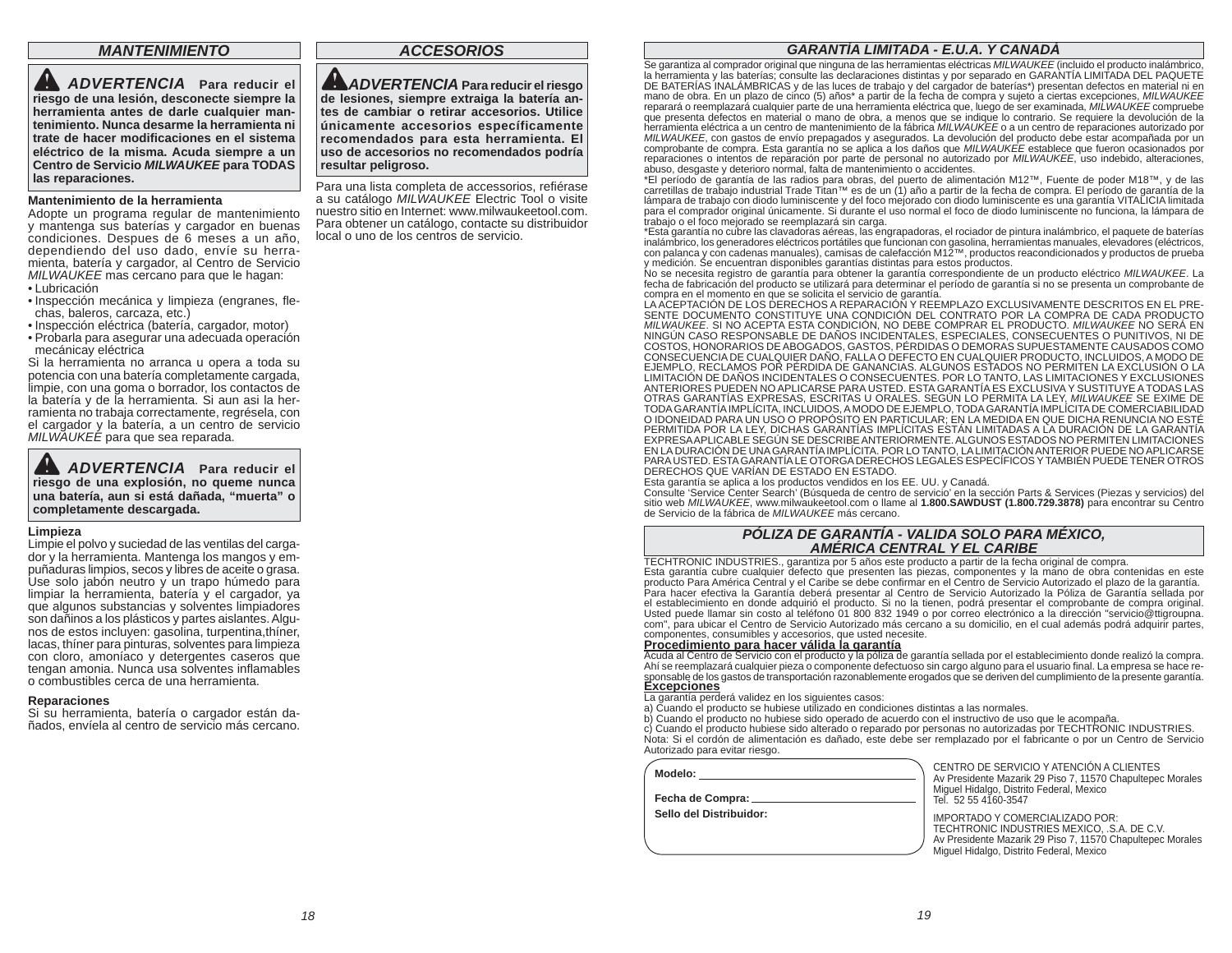## MANTENIMIENTO

**⚠ *ADVERTENCIA* Para reducir el riesgo de una lesión, desconecte siempre la herramienta antes de darle cualquier mantenimiento. Nunca desarme la herramienta ni trate de hacer modificaciones en el sistema eléctrico de la misma. Acuda siempre a un Centro de Servicio *MILWAUKEE* para TODAS las reparaciones.**

### Mantenimiento de la herramienta

Adopte un programa regular de mantenimiento y mantenga sus baterías y cargador en buenas condiciones. Despues de 6 meses a un año, dependiendo del uso dado, envíe su herramienta, batería y cargador, al Centro de Servicio *MILWAUKEE* mas cercano para que le hagan:

- Lubricación
- Inspección mecánica y limpieza (engranes, flechas, baleros, carcaza, etc.)
- Inspección eléctrica (batería, cargador, motor)
- Probarla para asegurar una adecuada operación mecánicay eléctrica

Si la herramienta no arranca u opera a toda su potencia con una batería completamente cargada, limpie, con una goma o borrador, los contactos de la batería y de la herramienta. Si aun asi la herramienta no trabaja correctamente, regrésela, con el cargador y la batería, a un centro de servicio *MILWAUKEE* para que sea reparada.

**⚠ *ADVERTENCIA* Para reducir el riesgo de una explosión, no queme nunca una batería, aun si está dañada, “muerta” o completamente descargada.**

### Limpieza

Limpie el polvo y suciedad de las ventilas del cargador y la herramienta. Mantenga los mangos y empuñaduras limpios, secos y libres de aceite o grasa. Use solo jabón neutro y un trapo húmedo para limpiar la herramienta, batería y el cargador, ya que algunos substancias y solventes limpiadores son dañinos a los plásticos y partes aislantes. Algunos de estos incluyen: gasolina, turpentina,thíner, lacas, thíner para pinturas, solventes para limpieza con cloro, amoníaco y detergentes caseros que tengan amonia. Nunca usa solventes inflamables o combustibles cerca de una herramienta.

### Reparaciones

Si su herramienta, batería o cargador están dañados, envíela al centro de servicio más cercano.

## ACCESORIOS

**⚠ *ADVERTENCIA* Para reducir el riesgo de lesiones, siempre extraiga la batería antes de cambiar o retirar accesorios. Utilice únicamente accesorios específicamente recomendados para esta herramienta. El uso de accesorios no recomendados podría resultar peligroso.**

Para una lista completa de accessorios, refiérase a su catálogo *MILWAUKEE* Electric Tool o visite nuestro sitio en Internet: www.milwaukeetool.com. Para obtener un catálogo, contacte su distribuidor local o uno de los centros de servicio.

## GARANTÍA LIMITADA - E.U.A. Y CANADÁ

Se garantiza al comprador original que ninguna de las herramientas eléctricas *MILWAUKEE* (incluido el producto inalámbrico, la herramienta y las baterías; consulte las declaraciones distintas y por separado en GARANTÍA LIMITADA DEL PAQUETE DE BATERÍAS INALÁMBRICAS y de las luces de trabajo y del cargador de baterías*) presentan defectos en material ni en mano de obra. En un plazo de cinco (5) años* a partir de la fecha de compra y sujeto a ciertas excepciones, *MILWAUKEE* reparará o reemplazará cualquier parte de una herramienta eléctrica que, luego de ser examinada, *MILWAUKEE* compruebe que presenta defectos en material o mano de obra, a menos que se indique lo contrario. Se requiere la devolución de la herramienta eléctrica a un centro de mantenimiento de la fábrica *MILWAUKEE* o a un centro de reparaciones autorizado por *MILWAUKEE*, con gastos de envío prepagados y asegurados. La devolución del producto debe estar acompañada por un comprobante de compra. Esta garantía no se aplica a los daños que *MILWAUKEE* establece que fueron ocasionados por reparaciones o intentos de reparación por parte de personal no autorizado por *MILWAUKEE*, uso indebido, alteraciones, abuso, desgaste y deterioro normal, falta de mantenimiento o accidentes.

*El período de garantía de las radios para obras, del puerto de alimentación M12™, Fuente de poder M18™, y de las carretillas de trabajo industrial Trade Titan™ es de un (1) año a partir de la fecha de compra. El período de garantía de la lámpara de trabajo con diodo luminiscente y del foco mejorado con diodo luminiscente es una garantía VITALICIA limitada para el comprador original únicamente. Si durante el uso normal el foco de diodo luminiscente no funciona, la lámpara de trabajo o el foco mejorado se reemplazará sin carga.

*Esta garantía no cubre las clavadoras aéreas, las engrapadoras, el rociador de pintura inalámbrico, el paquete de baterías inalámbrico, los generadores eléctricos portátiles que funcionan con gasolina, herramientas manuales, elevadores (eléctricos, con palanca y con cadenas manuales), camisas de calefacción M12™, productos reacondicionados y productos de prueba y medición. Se encuentran disponibles garantías distintas para estos productos.

No se necesita registro de garantía para obtener la garantía correspondiente de un producto eléctrico *MILWAUKEE*. La fecha de fabricación del producto se utilizará para determinar el período de garantía si no se presenta un comprobante de compra en el momento en que se solicita el servicio de garantía.

LA ACEPTACIÓN DE LOS DERECHOS A REPARACIÓN Y REEMPLAZO EXCLUSIVAMENTE DESCRITOS EN EL PRESENTE DOCUMENTO CONSTITUYE UNA CONDICIÓN DEL CONTRATO POR LA COMPRA DE CADA PRODUCTO *MILWAUKEE*. SI NO ACEPTA ESTA CONDICIÓN, NO DEBE COMPRAR EL PRODUCTO. *MILWAUKEE* NO SERÁ EN NINGÚN CASO RESPONSABLE DE DAÑOS INCIDENTALES, ESPECIALES, CONSECUENTES O PUNITIVOS, NI DE COSTOS, HONORARIOS DE ABOGADOS, GASTOS, PÉRDIDAS O DEMORAS SUPUESTAMENTE CAUSADOS COMO CONSECUENCIA DE CUALQUIER DAÑO, FALLA O DEFECTO EN CUALQUIER PRODUCTO, INCLUIDOS, A MODO DE EJEMPLO, RECLAMOS POR PÉRDIDA DE GANANCIAS. ALGUNOS ESTADOS NO PERMITEN LA EXCLUSIÓN O LA LIMITACIÓN DE DAÑOS INCIDENTALES O CONSECUENTES. POR LO TANTO, LAS LIMITACIONES Y EXCLUSIONES ANTERIORES PUEDEN NO APLICARSE PARA USTED. ESTA GARANTÍA ES EXCLUSIVA Y SUSTITUYE A TODAS LAS OTRAS GARANTÍAS EXPRESAS, ESCRITAS U ORALES. SEGÚN LO PERMITA LA LEY, *MILWAUKEE* SE EXIME DE TODA GARANTÍA IMPLÍCITA, INCLUIDOS, A MODO DE EJEMPLO, TODA GARANTÍA IMPLÍCITA DE COMERCIABILIDAD O IDONEIDAD PARA UN USO O PROPÓSITO EN PARTICULAR; EN LA MEDIDA EN QUE DICHA RENUNCIA NO ESTÉ PERMITIDA POR LA LEY, DICHAS GARANTÍAS IMPLÍCITAS ESTÁN LIMITADAS A LA DURACIÓN DE LA GARANTÍA EXPRESA APLICABLE SEGÚN SE DESCRIBE ANTERIORMENTE. ALGUNOS ESTADOS NO PERMITEN LIMITACIONES EN LA DURACIÓN DE UNA GARANTÍA IMPLÍCITA. POR LO TANTO, LA LIMITACIÓN ANTERIOR PUEDE NO APLICARSE PARA USTED. ESTA GARANTÍA LE OTORGA DERECHOS LEGALES ESPECÍFICOS Y TAMBIÉN PUEDE TENER OTROS DERECHOS QUE VARÍAN DE ESTADO EN ESTADO.

Esta garantía se aplica a los productos vendidos en los EE. UU. y Canadá.

Consulte 'Service Center Search' (Búsqueda de centro de servicio' en la sección Parts & Services (Piezas y servicios) del sitio web *MILWAUKEE*, www.milwaukeetool.com o llame al **1.800.SAWDUST (1.800.729.3878)** para encontrar su Centro de Servicio de la fábrica de *MILWAUKEE* más cercano.

## PÓLIZA DE GARANTÍA - VALIDA SOLO PARA MÉXICO, AMÉRICA CENTRAL Y EL CARIBE

TECHTRONIC INDUSTRIES., garantiza por 5 años este producto a partir de la fecha original de compra.

Esta garantía cubre cualquier defecto que presenten las piezas, componentes y la mano de obra contenidas en este producto Para América Central y el Caribe se debe confirmar en el Centro de Servicio Autorizado el plazo de la garantía.

Para hacer efectiva la Garantía deberá presentar al Centro de Servicio Autorizado la Póliza de Garantía sellada por el establecimiento en donde adquirió el producto. Si no la tienen, podrá presentar el comprobante de compra original. Usted puede llamar sin costo al teléfono 01 800 832 1949 o por correo electrónico a la dirección "servicio@ttigroupna.com", para ubicar el Centro de Servicio Autorizado más cercano a su domicilio, en el cual además podrá adquirir partes, componentes, consumibles y accesorios, que usted necesite.

**Procedimiento para hacer válida la garantía**

Acuda al Centro de Servicio con el producto y la póliza de garantía sellada por el establecimiento donde realizó la compra. Ahí se reemplazará cualquier pieza o componente defectuoso sin cargo alguno para el usuario final. La empresa se hace responsable de los gastos de transportación razonablemente erogados que se deriven del cumplimiento de la presente garantía.

**Excepciones**

La garantía perderá validez en los siguientes casos:

a) Cuando el producto se hubiese utilizado en condiciones distintas a las normales.

b) Cuando el producto no hubiese sido operado de acuerdo con el instructivo de uso que le acompaña.

c) Cuando el producto hubiese sido alterado o reparado por personas no autorizadas por TECHTRONIC INDUSTRIES.

Nota: Si el cordón de alimentación es dañado, este debe ser remplazado por el fabricante o por un Centro de Servicio Autorizado para evitar riesgo.

**Modelo:** ____________________

**Fecha de Compra:** ____________________

**Sello del Distribuidor:**

CENTRO DE SERVICIO Y ATENCIÓN A CLIENTES
Av Presidente Mazarik 29 Piso 7, 11570 Chapultepec Morales
Miguel Hidalgo, Distrito Federal, Mexico
Tel. 52 55 4160-3547

IMPORTADO Y COMERCIALIZADO POR:
TECHTRONIC INDUSTRIES MEXICO, .S.A. DE C.V.
Av Presidente Mazarik 29 Piso 7, 11570 Chapultepec Morales
Miguel Hidalgo, Distrito Federal, Mexico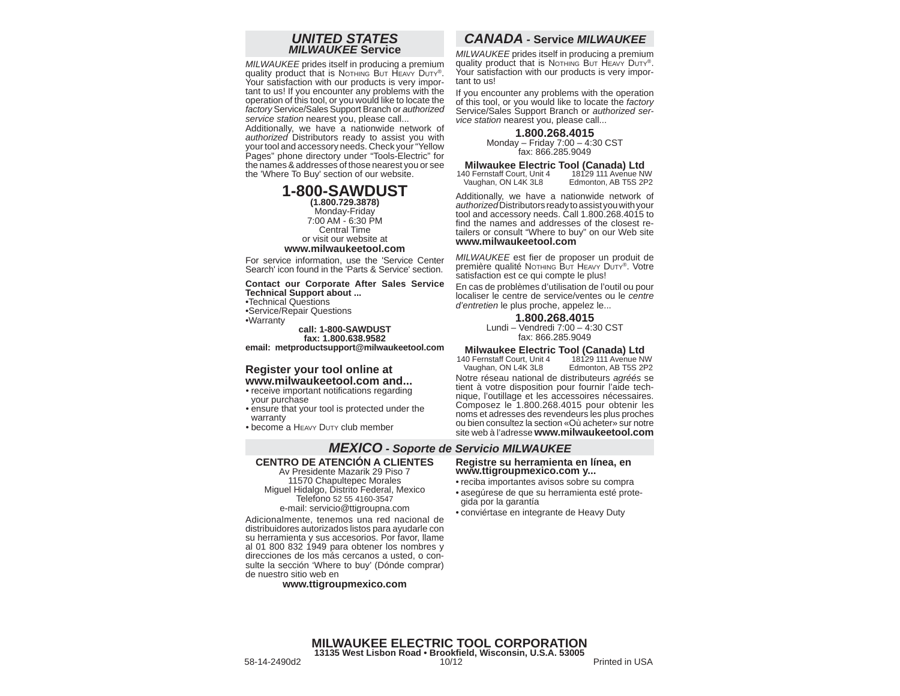## *UNITED STATES*
### *MILWAUKEE* Service

*MILWAUKEE* prides itself in producing a premium quality product that is Nothing But Heavy Duty®. Your satisfaction with our products is very important to us! If you encounter any problems with the operation of this tool, or you would like to locate the *factory* Service/Sales Support Branch or *authorized service station* nearest you, please call...

Additionally, we have a nationwide network of *authorized* Distributors ready to assist you with your tool and accessory needs. Check your "Yellow Pages" phone directory under "Tools-Electric" for the names & addresses of those nearest you or see the 'Where To Buy' section of our website.

**1-800-SAWDUST**
**(1.800.729.3878)**
Monday-Friday
7:00 AM - 6:30 PM
Central Time
or visit our website at
**www.milwaukeetool.com**

For service information, use the 'Service Center Search' icon found in the 'Parts & Service' section.

**Contact our Corporate After Sales Service Technical Support about ...**
•Technical Questions
•Service/Repair Questions
•Warranty

**call: 1-800-SAWDUST**
**fax: 1.800.638.9582**
**email: metproductsupport@milwaukeetool.com**

**Register your tool online at www.milwaukeetool.com and...**
- receive important notifications regarding your purchase
- ensure that your tool is protected under the warranty
- become a Heavy Duty club member

## *CANADA* - Service *MILWAUKEE*

*MILWAUKEE* prides itself in producing a premium quality product that is Nothing But Heavy Duty®. Your satisfaction with our products is very important to us!

If you encounter any problems with the operation of this tool, or you would like to locate the *factory* Service/Sales Support Branch or *authorized service station* nearest you, please call...

**1.800.268.4015**
Monday – Friday 7:00 – 4:30 CST
fax: 866.285.9049

**Milwaukee Electric Tool (Canada) Ltd**
140 Fernstaff Court, Unit 4
Vaughan, ON L4K 3L8

18129 111 Avenue NW
Edmonton, AB T5S 2P2

Additionally, we have a nationwide network of *authorized* Distributors ready to assist you with your tool and accessory needs. Call 1.800.268.4015 to find the names and addresses of the closest retailers or consult "Where to buy" on our Web site **www.milwaukeetool.com**

*MILWAUKEE* est fier de proposer un produit de première qualité Nothing But Heavy Duty®. Votre satisfaction est ce qui compte le plus!

En cas de problèmes d'utilisation de l'outil ou pour localiser le centre de service/ventes ou le *centre d'entretien* le plus proche, appelez le...

**1.800.268.4015**
Lundi – Vendredi 7:00 – 4:30 CST
fax: 866.285.9049

**Milwaukee Electric Tool (Canada) Ltd**
140 Fernstaff Court, Unit 4
Vaughan, ON L4K 3L8

18129 111 Avenue NW
Edmonton, AB T5S 2P2

Notre réseau national de distributeurs *agréés* se tient à votre disposition pour fournir l'aide technique, l'outillage et les accessoires nécessaires. Composez le 1.800.268.4015 pour obtenir les noms et adresses des revendeurs les plus proches ou bien consultez la section «Où acheter» sur notre site web à l'adresse **www.milwaukeetool.com**

## *MEXICO* - *Soporte de Servicio MILWAUKEE*

**CENTRO DE ATENCIÓN A CLIENTES**
Av Presidente Mazarik 29 Piso 7
11570 Chapultepec Morales
Miguel Hidalgo, Distrito Federal, Mexico
Telefono 52 55 4160-3547
e-mail: servicio@ttigroupna.com

Adicionalmente, tenemos una red nacional de distribuidores autorizados listos para ayudarle con su herramienta y sus accesorios. Por favor, llame al 01 800 832 1949 para obtener los nombres y direcciones de los más cercanos a usted, o consulte la sección 'Where to buy' (Dónde comprar) de nuestro sitio web en

**www.ttigroupmexico.com**

**Registre su herramienta en línea, en www.ttigroupmexico.com y...**
- reciba importantes avisos sobre su compra
- asegúrese de que su herramienta esté protegida por la garantía
- conviértase en integrante de Heavy Duty

**MILWAUKEE ELECTRIC TOOL CORPORATION**
**13135 West Lisbon Road • Brookfield, Wisconsin, U.S.A. 53005**

58-14-2490d2 10/12 Printed in USA